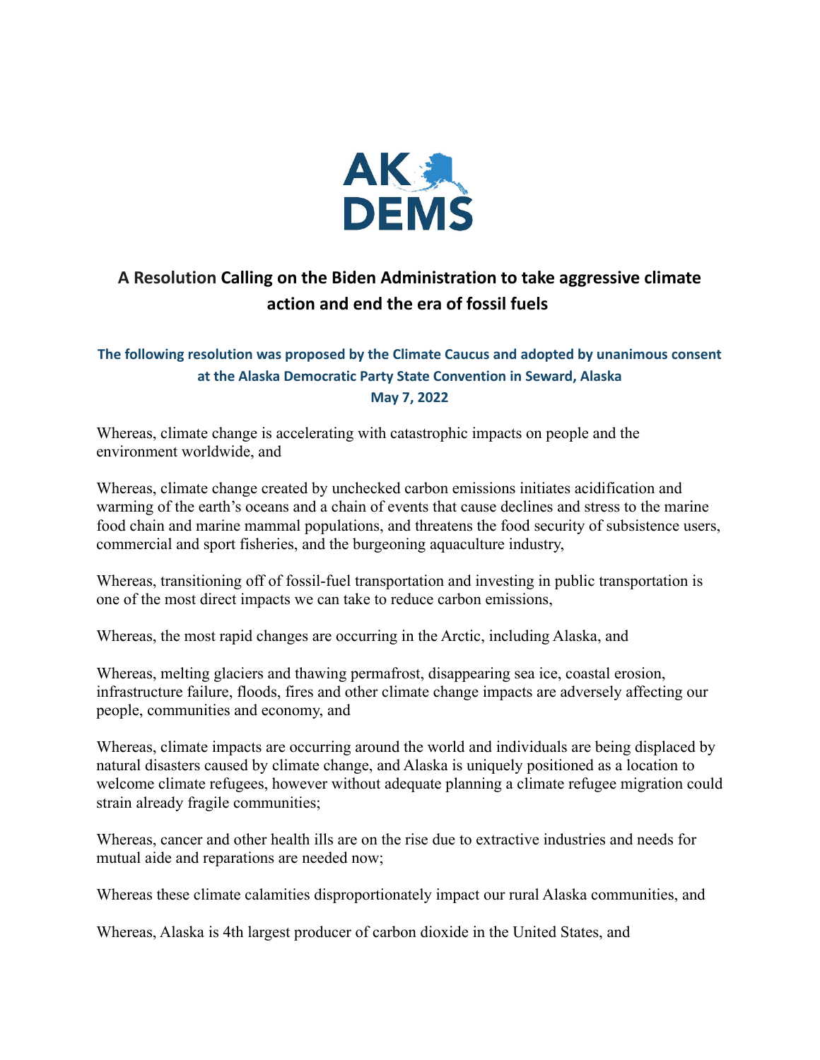AK DEMS

# A Resolution Calling on the Biden Administration to take aggressive climate action and end the era of fossil fuels

**The following resolution was proposed by the Climate Caucus and adopted by unanimous consent at the Alaska Democratic Party State Convention in Seward, Alaska May 7, 2022**

Whereas, climate change is accelerating with catastrophic impacts on people and the environment worldwide, and

Whereas, climate change created by unchecked carbon emissions initiates acidification and warming of the earth's oceans and a chain of events that cause declines and stress to the marine food chain and marine mammal populations, and threatens the food security of subsistence users, commercial and sport fisheries, and the burgeoning aquaculture industry,

Whereas, transitioning off of fossil-fuel transportation and investing in public transportation is one of the most direct impacts we can take to reduce carbon emissions,

Whereas, the most rapid changes are occurring in the Arctic, including Alaska, and

Whereas, melting glaciers and thawing permafrost, disappearing sea ice, coastal erosion, infrastructure failure, floods, fires and other climate change impacts are adversely affecting our people, communities and economy, and

Whereas, climate impacts are occurring around the world and individuals are being displaced by natural disasters caused by climate change, and Alaska is uniquely positioned as a location to welcome climate refugees, however without adequate planning a climate refugee migration could strain already fragile communities;

Whereas, cancer and other health ills are on the rise due to extractive industries and needs for mutual aide and reparations are needed now;

Whereas these climate calamities disproportionately impact our rural Alaska communities, and

Whereas, Alaska is 4th largest producer of carbon dioxide in the United States, and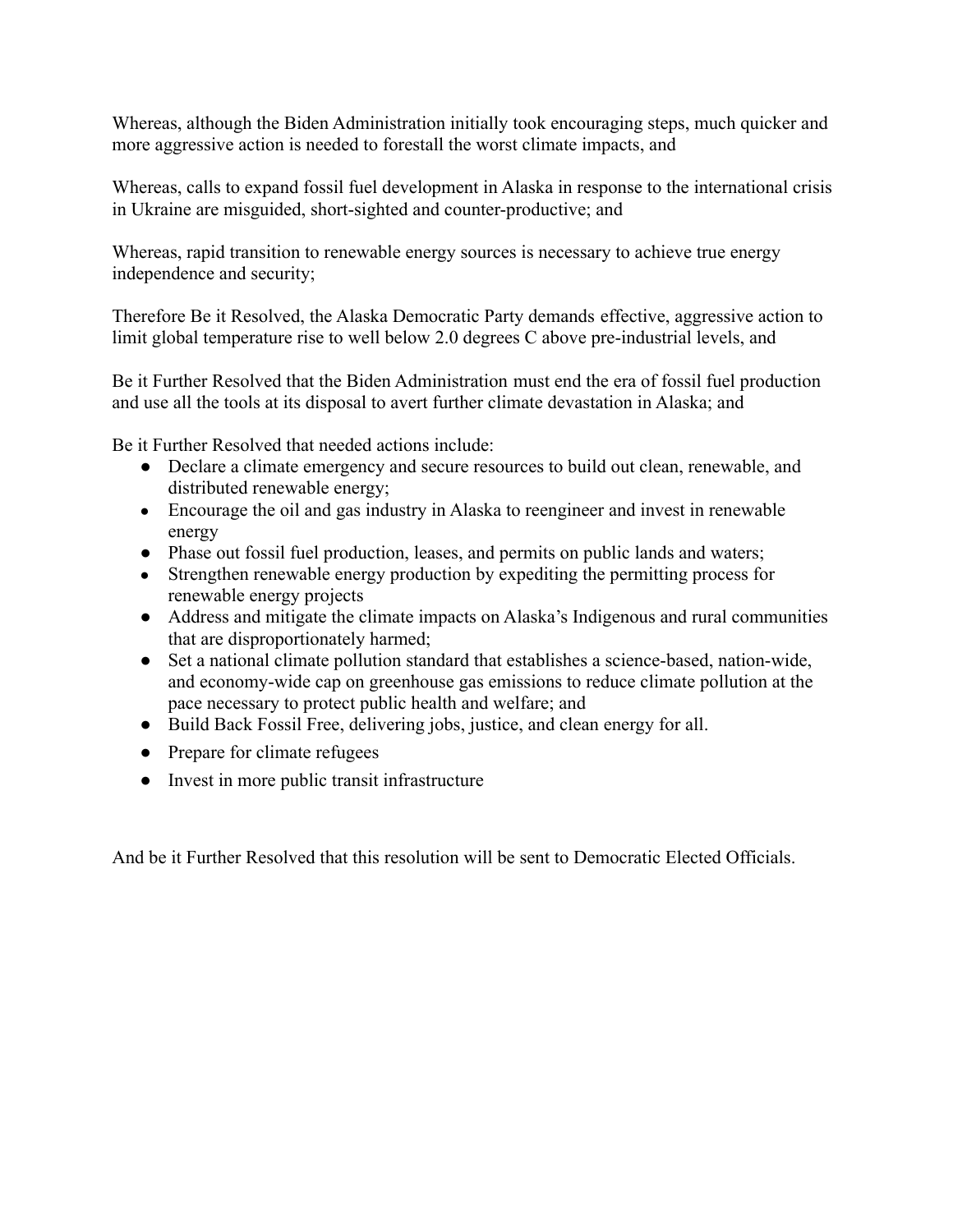Whereas, although the Biden Administration initially took encouraging steps, much quicker and more aggressive action is needed to forestall the worst climate impacts, and

Whereas, calls to expand fossil fuel development in Alaska in response to the international crisis in Ukraine are misguided, short-sighted and counter-productive; and

Whereas, rapid transition to renewable energy sources is necessary to achieve true energy independence and security;

Therefore Be it Resolved, the Alaska Democratic Party demands effective, aggressive action to limit global temperature rise to well below 2.0 degrees C above pre-industrial levels, and

Be it Further Resolved that the Biden Administration must end the era of fossil fuel production and use all the tools at its disposal to avert further climate devastation in Alaska; and

Be it Further Resolved that needed actions include:

- Declare a climate emergency and secure resources to build out clean, renewable, and distributed renewable energy;
- Encourage the oil and gas industry in Alaska to reengineer and invest in renewable energy
- Phase out fossil fuel production, leases, and permits on public lands and waters;
- Strengthen renewable energy production by expediting the permitting process for renewable energy projects
- Address and mitigate the climate impacts on Alaska's Indigenous and rural communities that are disproportionately harmed;
- Set a national climate pollution standard that establishes a science-based, nation-wide, and economy-wide cap on greenhouse gas emissions to reduce climate pollution at the pace necessary to protect public health and welfare; and
- Build Back Fossil Free, delivering jobs, justice, and clean energy for all.
- Prepare for climate refugees
- Invest in more public transit infrastructure

And be it Further Resolved that this resolution will be sent to Democratic Elected Officials.